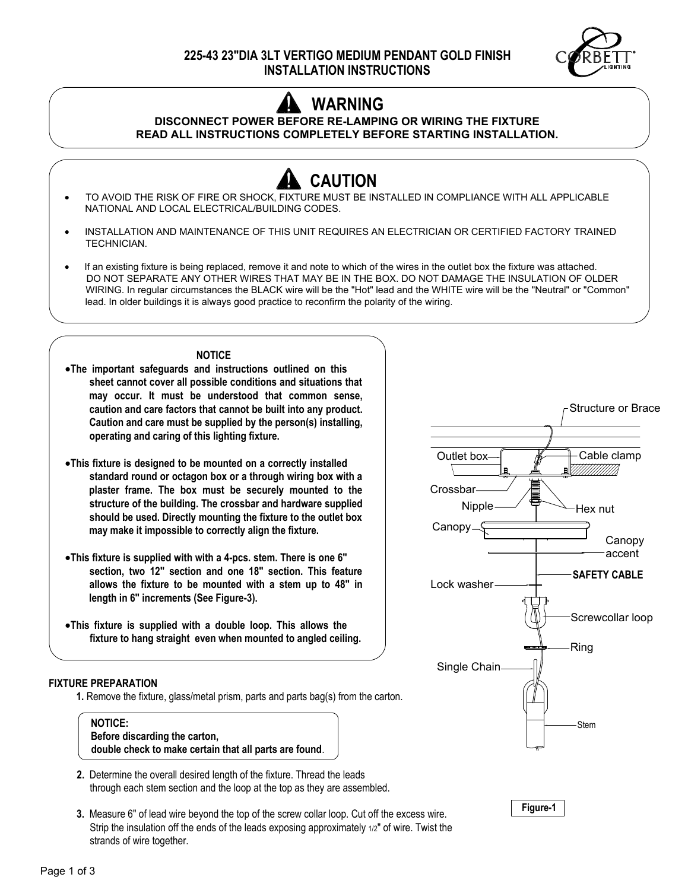# 225-43 23"DIA 3LT VERTIGO MEDIUM PENDANT GOLD FINISH
## INSTALLATION INSTRUCTIONS

## ⚠ WARNING

**DISCONNECT POWER BEFORE RE-LAMPING OR WIRING THE FIXTURE**
**READ ALL INSTRUCTIONS COMPLETELY BEFORE STARTING INSTALLATION.**

## ⚠ CAUTION

- TO AVOID THE RISK OF FIRE OR SHOCK, FIXTURE MUST BE INSTALLED IN COMPLIANCE WITH ALL APPLICABLE NATIONAL AND LOCAL ELECTRICAL/BUILDING CODES.
- INSTALLATION AND MAINTENANCE OF THIS UNIT REQUIRES AN ELECTRICIAN OR CERTIFIED FACTORY TRAINED TECHNICIAN.
- If an existing fixture is being replaced, remove it and note to which of the wires in the outlet box the fixture was attached. DO NOT SEPARATE ANY OTHER WIRES THAT MAY BE IN THE BOX. DO NOT DAMAGE THE INSULATION OF OLDER WIRING. In regular circumstances the BLACK wire will be the "Hot" lead and the WHITE wire will be the "Neutral" or "Common" lead. In older buildings it is always good practice to reconfirm the polarity of the wiring.

### NOTICE

- **The important safeguards and instructions outlined on this sheet cannot cover all possible conditions and situations that may occur. It must be understood that common sense, caution and care factors that cannot be built into any product. Caution and care must be supplied by the person(s) installing, operating and caring of this lighting fixture.**
- **This fixture is designed to be mounted on a correctly installed standard round or octagon box or a through wiring box with a plaster frame. The box must be securely mounted to the structure of the building. The crossbar and hardware supplied should be used. Directly mounting the fixture to the outlet box may make it impossible to correctly align the fixture.**
- **This fixture is supplied with with a 4-pcs. stem. There is one 6" section, two 12" section and one 18" section. This feature allows the fixture to be mounted with a stem up to 48" in length in 6" increments (See Figure-3).**
- **This fixture is supplied with a double loop. This allows the fixture to hang straight even when mounted to angled ceiling.**

Structure or Brace, Outlet box, Cable clamp, Crossbar, Nipple, Hex nut, Canopy, Canopy accent, SAFETY CABLE, Lock washer, Screwcollar loop, Ring, Single Chain, Stem

**Figure-1**

### FIXTURE PREPARATION

1. Remove the fixture, glass/metal prism, parts and parts bag(s) from the carton.

> **NOTICE:**
> **Before discarding the carton,**
> **double check to make certain that all parts are found.**

2. Determine the overall desired length of the fixture. Thread the leads through each stem section and the loop at the top as they are assembled.
3. Measure 6" of lead wire beyond the top of the screw collar loop. Cut off the excess wire. Strip the insulation off the ends of the leads exposing approximately 1/2" of wire. Twist the strands of wire together.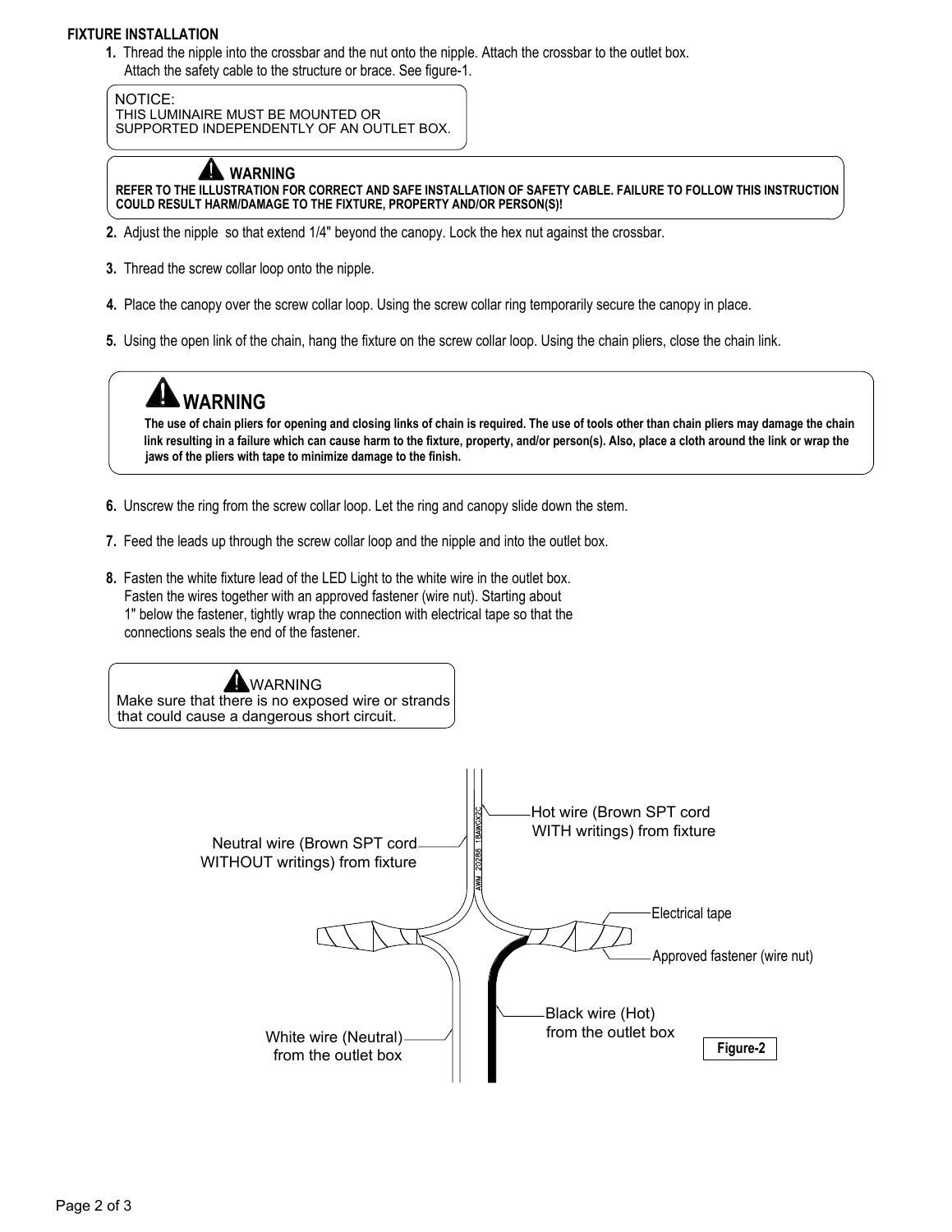## FIXTURE INSTALLATION

1. Thread the nipple into the crossbar and the nut onto the nipple. Attach the crossbar to the outlet box. Attach the safety cable to the structure or brace. See figure-1.

> NOTICE:
> THIS LUMINAIRE MUST BE MOUNTED OR SUPPORTED INDEPENDENTLY OF AN OUTLET BOX.

> **WARNING**
> **REFER TO THE ILLUSTRATION FOR CORRECT AND SAFE INSTALLATION OF SAFETY CABLE. FAILURE TO FOLLOW THIS INSTRUCTION COULD RESULT HARM/DAMAGE TO THE FIXTURE, PROPERTY AND/OR PERSON(S)!**

2. Adjust the nipple so that extend 1/4" beyond the canopy. Lock the hex nut against the crossbar.

3. Thread the screw collar loop onto the nipple.

4. Place the canopy over the screw collar loop. Using the screw collar ring temporarily secure the canopy in place.

5. Using the open link of the chain, hang the fixture on the screw collar loop. Using the chain pliers, close the chain link.

> **WARNING**
> **The use of chain pliers for opening and closing links of chain is required. The use of tools other than chain pliers may damage the chain link resulting in a failure which can cause harm to the fixture, property, and/or person(s). Also, place a cloth around the link or wrap the jaws of the pliers with tape to minimize damage to the finish.**

6. Unscrew the ring from the screw collar loop. Let the ring and canopy slide down the stem.

7. Feed the leads up through the screw collar loop and the nipple and into the outlet box.

8. Fasten the white fixture lead of the LED Light to the white wire in the outlet box. Fasten the wires together with an approved fastener (wire nut). Starting about 1" below the fastener, tightly wrap the connection with electrical tape so that the connections seals the end of the fastener.

> WARNING
> Make sure that there is no exposed wire or strands that could cause a dangerous short circuit.

Neutral wire (Brown SPT cord WITHOUT writings) from fixture

Hot wire (Brown SPT cord WITH writings) from fixture

AWM 20286 18AWGX2C

Electrical tape

Approved fastener (wire nut)

White wire (Neutral) from the outlet box

Black wire (Hot) from the outlet box

**Figure-2**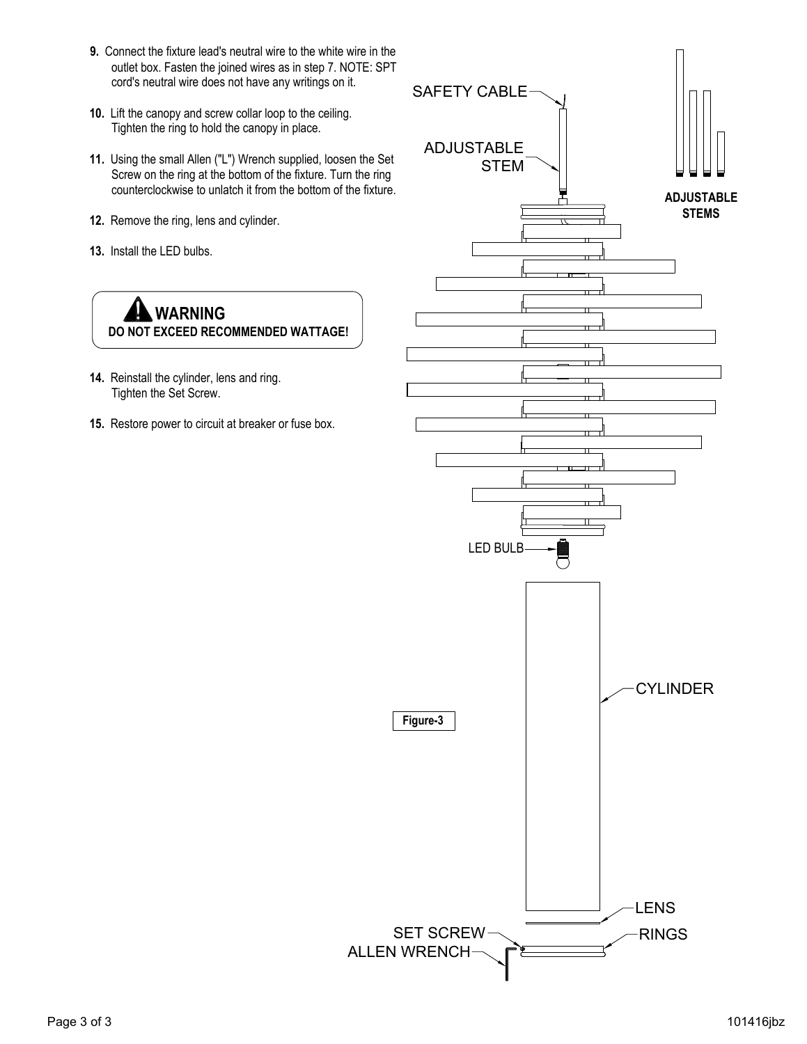9. Connect the fixture lead's neutral wire to the white wire in the outlet box. Fasten the joined wires as in step 7. NOTE: SPT cord's neutral wire does not have any writings on it.

10. Lift the canopy and screw collar loop to the ceiling. Tighten the ring to hold the canopy in place.

11. Using the small Allen ("L") Wrench supplied, loosen the Set Screw on the ring at the bottom of the fixture. Turn the ring counterclockwise to unlatch it from the bottom of the fixture.

12. Remove the ring, lens and cylinder.

13. Install the LED bulbs.

**⚠ WARNING**
**DO NOT EXCEED RECOMMENDED WATTAGE!**

14. Reinstall the cylinder, lens and ring. Tighten the Set Screw.

15. Restore power to circuit at breaker or fuse box.

SAFETY CABLE

ADJUSTABLE STEM

**ADJUSTABLE STEMS**

LED BULB

CYLINDER

LENS

SET SCREW

ALLEN WRENCH

RINGS

**Figure-3**

101416jbz